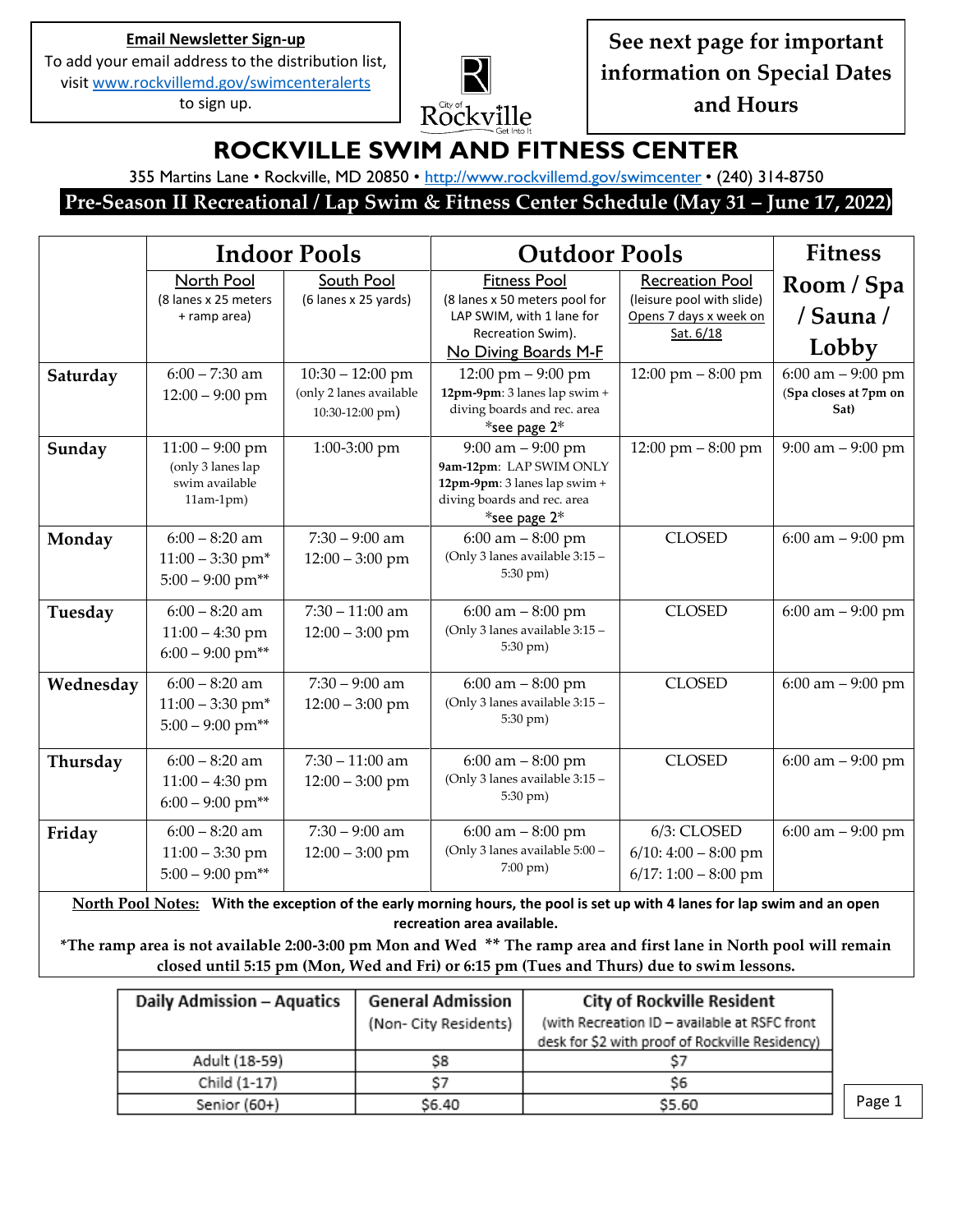**Email Newsletter Sign-up**
To add your email address to the distribution list, visit www.rockvillemd.gov/swimcenteralerts to sign up.

**See next page for important information on Special Dates and Hours**

# ROCKVILLE SWIM AND FITNESS CENTER

355 Martins Lane • Rockville, MD 20850 • http://www.rockvillemd.gov/swimcenter • (240) 314-8750

## Pre-Season II Recreational / Lap Swim & Fitness Center Schedule (May 31 – June 17, 2022)

| | Indoor Pools | | Outdoor Pools | | Fitness Room / Spa / Sauna / Lobby |
|---|---|---|---|---|---|
| | North Pool (8 lanes x 25 meters + ramp area) | South Pool (6 lanes x 25 yards) | Fitness Pool (8 lanes x 50 meters pool for LAP SWIM, with 1 lane for Recreation Swim). No Diving Boards M-F | Recreation Pool (leisure pool with slide) Opens 7 days x week on Sat. 6/18 | |
| **Saturday** | 6:00 – 7:30 am<br>12:00 – 9:00 pm | 10:30 – 12:00 pm (only 2 lanes available 10:30-12:00 pm) | 12:00 pm – 9:00 pm<br>**12pm-9pm**: 3 lanes lap swim + diving boards and rec. area *see page 2* | 12:00 pm – 8:00 pm | 6:00 am – 9:00 pm (**Spa closes at 7pm on Sat)** |
| **Sunday** | 11:00 – 9:00 pm (only 3 lanes lap swim available 11am-1pm) | 1:00-3:00 pm | 9:00 am – 9:00 pm<br>**9am-12pm**: LAP SWIM ONLY<br>**12pm-9pm**: 3 lanes lap swim + diving boards and rec. area *see page 2* | 12:00 pm – 8:00 pm | 9:00 am – 9:00 pm |
| **Monday** | 6:00 – 8:20 am<br>11:00 – 3:30 pm*<br>5:00 – 9:00 pm** | 7:30 – 9:00 am<br>12:00 – 3:00 pm | 6:00 am – 8:00 pm (Only 3 lanes available 3:15 – 5:30 pm) | CLOSED | 6:00 am – 9:00 pm |
| **Tuesday** | 6:00 – 8:20 am<br>11:00 – 4:30 pm<br>6:00 – 9:00 pm** | 7:30 – 11:00 am<br>12:00 – 3:00 pm | 6:00 am – 8:00 pm (Only 3 lanes available 3:15 – 5:30 pm) | CLOSED | 6:00 am – 9:00 pm |
| **Wednesday** | 6:00 – 8:20 am<br>11:00 – 3:30 pm*<br>5:00 – 9:00 pm** | 7:30 – 9:00 am<br>12:00 – 3:00 pm | 6:00 am – 8:00 pm (Only 3 lanes available 3:15 – 5:30 pm) | CLOSED | 6:00 am – 9:00 pm |
| **Thursday** | 6:00 – 8:20 am<br>11:00 – 4:30 pm<br>6:00 – 9:00 pm** | 7:30 – 11:00 am<br>12:00 – 3:00 pm | 6:00 am – 8:00 pm (Only 3 lanes available 3:15 – 5:30 pm) | CLOSED | 6:00 am – 9:00 pm |
| **Friday** | 6:00 – 8:20 am<br>11:00 – 3:30 pm<br>5:00 – 9:00 pm** | 7:30 – 9:00 am<br>12:00 – 3:00 pm | 6:00 am – 8:00 pm (Only 3 lanes available 5:00 – 7:00 pm) | 6/3: CLOSED<br>6/10: 4:00 – 8:00 pm<br>6/17: 1:00 – 8:00 pm | 6:00 am – 9:00 pm |

**North Pool Notes: With the exception of the early morning hours, the pool is set up with 4 lanes for lap swim and an open recreation area available.**

***The ramp area is not available 2:00-3:00 pm Mon and Wed ** The ramp area and first lane in North pool will remain closed until 5:15 pm (Mon, Wed and Fri) or 6:15 pm (Tues and Thurs) due to swim lessons.**

| Daily Admission – Aquatics | General Admission (Non- City Residents) | City of Rockville Resident (with Recreation ID – available at RSFC front desk for $2 with proof of Rockville Residency) |
|---|---|---|
| Adult (18-59) | $8 | $7 |
| Child (1-17) | $7 | $6 |
| Senior (60+) | $6.40 | $5.60 |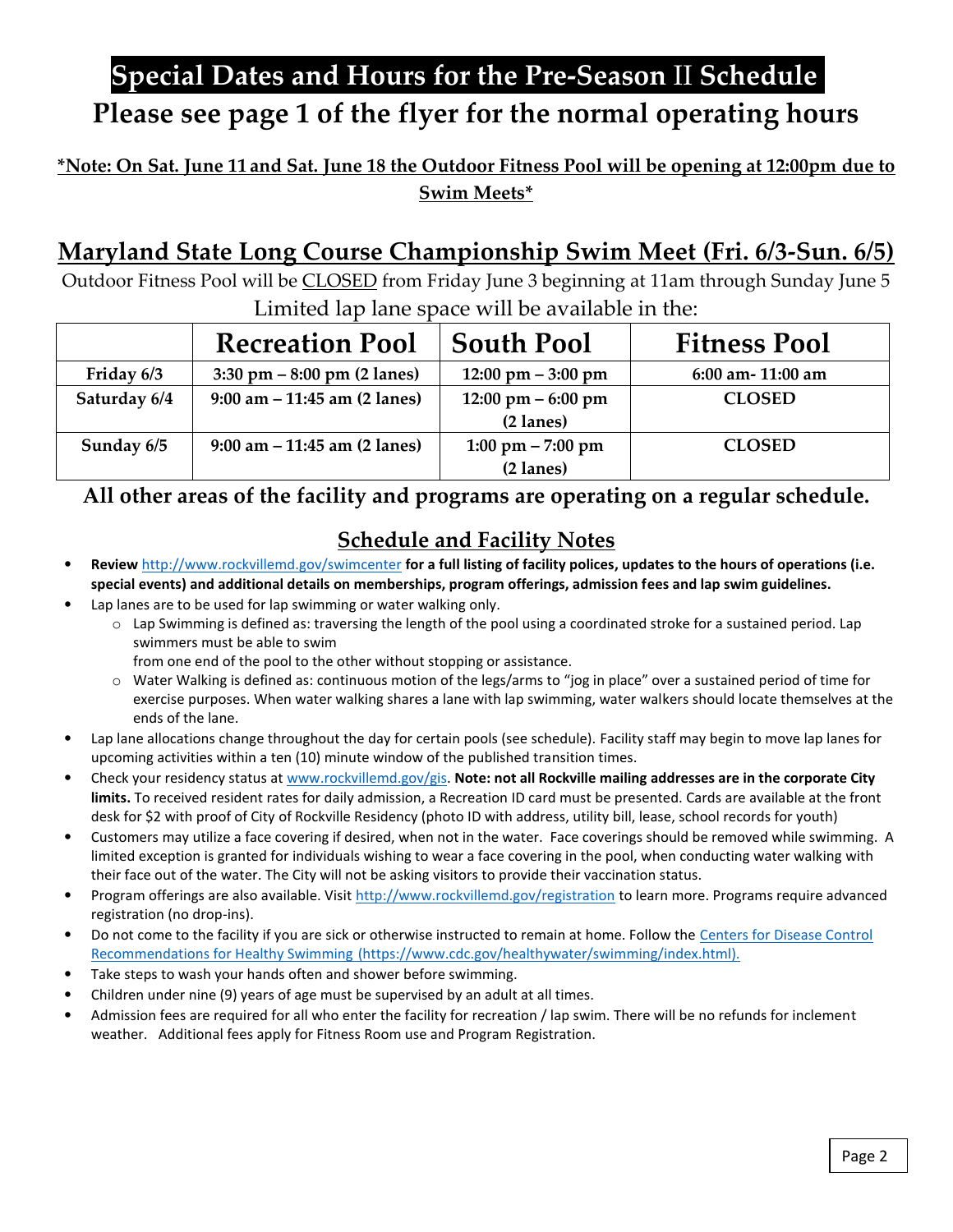# Special Dates and Hours for the Pre-Season II Schedule

## Please see page 1 of the flyer for the normal operating hours

**\*Note: On Sat. June 11 and Sat. June 18 the Outdoor Fitness Pool will be opening at 12:00pm due to Swim Meets\***

## Maryland State Long Course Championship Swim Meet (Fri. 6/3-Sun. 6/5)

Outdoor Fitness Pool will be CLOSED from Friday June 3 beginning at 11am through Sunday June 5

Limited lap lane space will be available in the:

| | Recreation Pool | South Pool | Fitness Pool |
|---|---|---|---|
| **Friday 6/3** | **3:30 pm – 8:00 pm (2 lanes)** | **12:00 pm – 3:00 pm** | **6:00 am- 11:00 am** |
| **Saturday 6/4** | **9:00 am – 11:45 am (2 lanes)** | **12:00 pm – 6:00 pm (2 lanes)** | **CLOSED** |
| **Sunday 6/5** | **9:00 am – 11:45 am (2 lanes)** | **1:00 pm – 7:00 pm (2 lanes)** | **CLOSED** |

**All other areas of the facility and programs are operating on a regular schedule.**

## Schedule and Facility Notes

- **Review** http://www.rockvillemd.gov/swimcenter **for a full listing of facility polices, updates to the hours of operations (i.e. special events) and additional details on memberships, program offerings, admission fees and lap swim guidelines.**
- Lap lanes are to be used for lap swimming or water walking only.
  - Lap Swimming is defined as: traversing the length of the pool using a coordinated stroke for a sustained period. Lap swimmers must be able to swim from one end of the pool to the other without stopping or assistance.
  - Water Walking is defined as: continuous motion of the legs/arms to "jog in place" over a sustained period of time for exercise purposes. When water walking shares a lane with lap swimming, water walkers should locate themselves at the ends of the lane.
- Lap lane allocations change throughout the day for certain pools (see schedule). Facility staff may begin to move lap lanes for upcoming activities within a ten (10) minute window of the published transition times.
- Check your residency status at www.rockvillemd.gov/gis. **Note: not all Rockville mailing addresses are in the corporate City limits.** To received resident rates for daily admission, a Recreation ID card must be presented. Cards are available at the front desk for $2 with proof of City of Rockville Residency (photo ID with address, utility bill, lease, school records for youth)
- Customers may utilize a face covering if desired, when not in the water. Face coverings should be removed while swimming. A limited exception is granted for individuals wishing to wear a face covering in the pool, when conducting water walking with their face out of the water. The City will not be asking visitors to provide their vaccination status.
- Program offerings are also available. Visit http://www.rockvillemd.gov/registration to learn more. Programs require advanced registration (no drop-ins).
- Do not come to the facility if you are sick or otherwise instructed to remain at home. Follow the Centers for Disease Control Recommendations for Healthy Swimming (https://www.cdc.gov/healthywater/swimming/index.html).
- Take steps to wash your hands often and shower before swimming.
- Children under nine (9) years of age must be supervised by an adult at all times.
- Admission fees are required for all who enter the facility for recreation / lap swim. There will be no refunds for inclement weather. Additional fees apply for Fitness Room use and Program Registration.